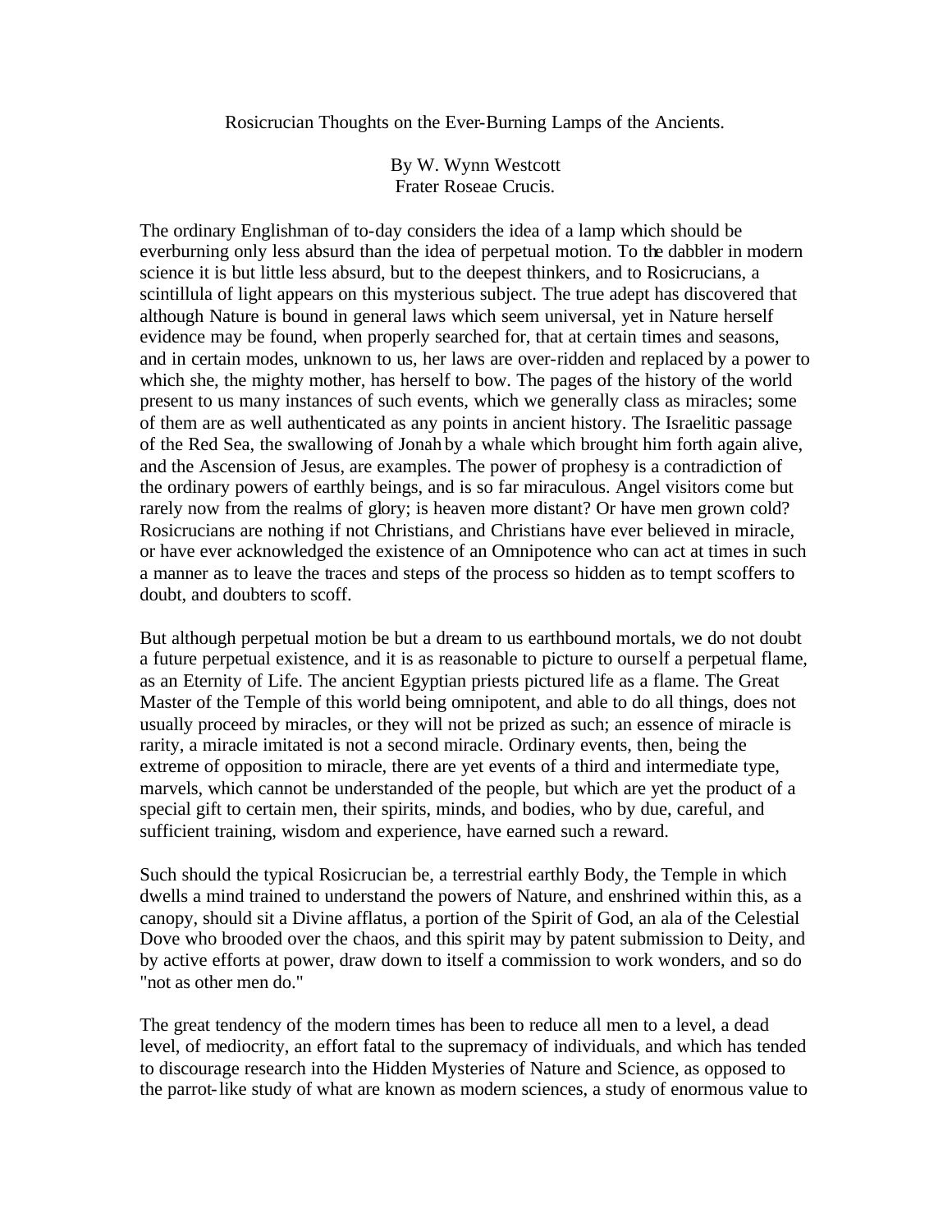# Rosicrucian Thoughts on the Ever-Burning Lamps of the Ancients.

By W. Wynn Westcott
Frater Roseae Crucis.

The ordinary Englishman of to-day considers the idea of a lamp which should be everburning only less absurd than the idea of perpetual motion. To the dabbler in modern science it is but little less absurd, but to the deepest thinkers, and to Rosicrucians, a scintillula of light appears on this mysterious subject. The true adept has discovered that although Nature is bound in general laws which seem universal, yet in Nature herself evidence may be found, when properly searched for, that at certain times and seasons, and in certain modes, unknown to us, her laws are over-ridden and replaced by a power to which she, the mighty mother, has herself to bow. The pages of the history of the world present to us many instances of such events, which we generally class as miracles; some of them are as well authenticated as any points in ancient history. The Israelitic passage of the Red Sea, the swallowing of Jonah by a whale which brought him forth again alive, and the Ascension of Jesus, are examples. The power of prophesy is a contradiction of the ordinary powers of earthly beings, and is so far miraculous. Angel visitors come but rarely now from the realms of glory; is heaven more distant? Or have men grown cold? Rosicrucians are nothing if not Christians, and Christians have ever believed in miracle, or have ever acknowledged the existence of an Omnipotence who can act at times in such a manner as to leave the traces and steps of the process so hidden as to tempt scoffers to doubt, and doubters to scoff.

But although perpetual motion be but a dream to us earthbound mortals, we do not doubt a future perpetual existence, and it is as reasonable to picture to ourself a perpetual flame, as an Eternity of Life. The ancient Egyptian priests pictured life as a flame. The Great Master of the Temple of this world being omnipotent, and able to do all things, does not usually proceed by miracles, or they will not be prized as such; an essence of miracle is rarity, a miracle imitated is not a second miracle. Ordinary events, then, being the extreme of opposition to miracle, there are yet events of a third and intermediate type, marvels, which cannot be understanded of the people, but which are yet the product of a special gift to certain men, their spirits, minds, and bodies, who by due, careful, and sufficient training, wisdom and experience, have earned such a reward.

Such should the typical Rosicrucian be, a terrestrial earthly Body, the Temple in which dwells a mind trained to understand the powers of Nature, and enshrined within this, as a canopy, should sit a Divine afflatus, a portion of the Spirit of God, an ala of the Celestial Dove who brooded over the chaos, and this spirit may by patent submission to Deity, and by active efforts at power, draw down to itself a commission to work wonders, and so do "not as other men do."

The great tendency of the modern times has been to reduce all men to a level, a dead level, of mediocrity, an effort fatal to the supremacy of individuals, and which has tended to discourage research into the Hidden Mysteries of Nature and Science, as opposed to the parrot-like study of what are known as modern sciences, a study of enormous value to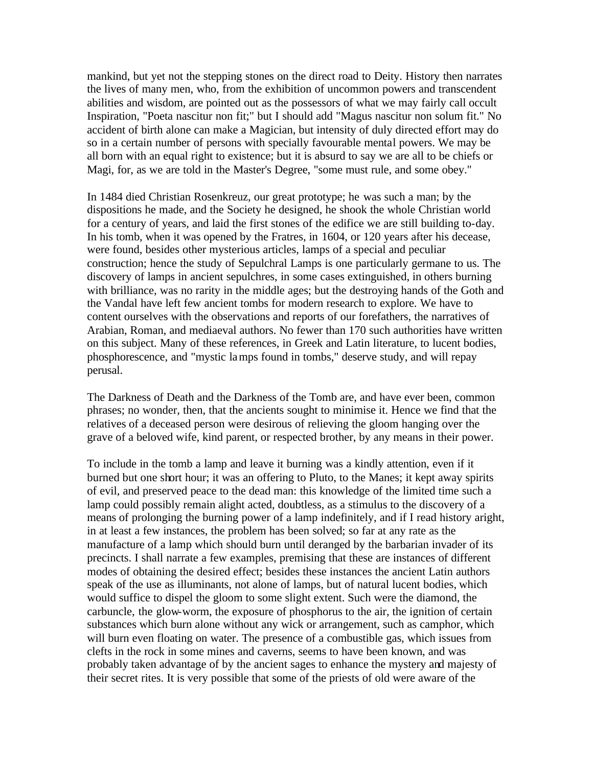mankind, but yet not the stepping stones on the direct road to Deity. History then narrates the lives of many men, who, from the exhibition of uncommon powers and transcendent abilities and wisdom, are pointed out as the possessors of what we may fairly call occult Inspiration, "Poeta nascitur non fit;" but I should add "Magus nascitur non solum fit." No accident of birth alone can make a Magician, but intensity of duly directed effort may do so in a certain number of persons with specially favourable mental powers. We may be all born with an equal right to existence; but it is absurd to say we are all to be chiefs or Magi, for, as we are told in the Master's Degree, "some must rule, and some obey."

In 1484 died Christian Rosenkreuz, our great prototype; he was such a man; by the dispositions he made, and the Society he designed, he shook the whole Christian world for a century of years, and laid the first stones of the edifice we are still building to-day. In his tomb, when it was opened by the Fratres, in 1604, or 120 years after his decease, were found, besides other mysterious articles, lamps of a special and peculiar construction; hence the study of Sepulchral Lamps is one particularly germane to us. The discovery of lamps in ancient sepulchres, in some cases extinguished, in others burning with brilliance, was no rarity in the middle ages; but the destroying hands of the Goth and the Vandal have left few ancient tombs for modern research to explore. We have to content ourselves with the observations and reports of our forefathers, the narratives of Arabian, Roman, and mediaeval authors. No fewer than 170 such authorities have written on this subject. Many of these references, in Greek and Latin literature, to lucent bodies, phosphorescence, and "mystic lamps found in tombs," deserve study, and will repay perusal.

The Darkness of Death and the Darkness of the Tomb are, and have ever been, common phrases; no wonder, then, that the ancients sought to minimise it. Hence we find that the relatives of a deceased person were desirous of relieving the gloom hanging over the grave of a beloved wife, kind parent, or respected brother, by any means in their power.

To include in the tomb a lamp and leave it burning was a kindly attention, even if it burned but one short hour; it was an offering to Pluto, to the Manes; it kept away spirits of evil, and preserved peace to the dead man: this knowledge of the limited time such a lamp could possibly remain alight acted, doubtless, as a stimulus to the discovery of a means of prolonging the burning power of a lamp indefinitely, and if I read history aright, in at least a few instances, the problem has been solved; so far at any rate as the manufacture of a lamp which should burn until deranged by the barbarian invader of its precincts. I shall narrate a few examples, premising that these are instances of different modes of obtaining the desired effect; besides these instances the ancient Latin authors speak of the use as illuminants, not alone of lamps, but of natural lucent bodies, which would suffice to dispel the gloom to some slight extent. Such were the diamond, the carbuncle, the glow-worm, the exposure of phosphorus to the air, the ignition of certain substances which burn alone without any wick or arrangement, such as camphor, which will burn even floating on water. The presence of a combustible gas, which issues from clefts in the rock in some mines and caverns, seems to have been known, and was probably taken advantage of by the ancient sages to enhance the mystery and majesty of their secret rites. It is very possible that some of the priests of old were aware of the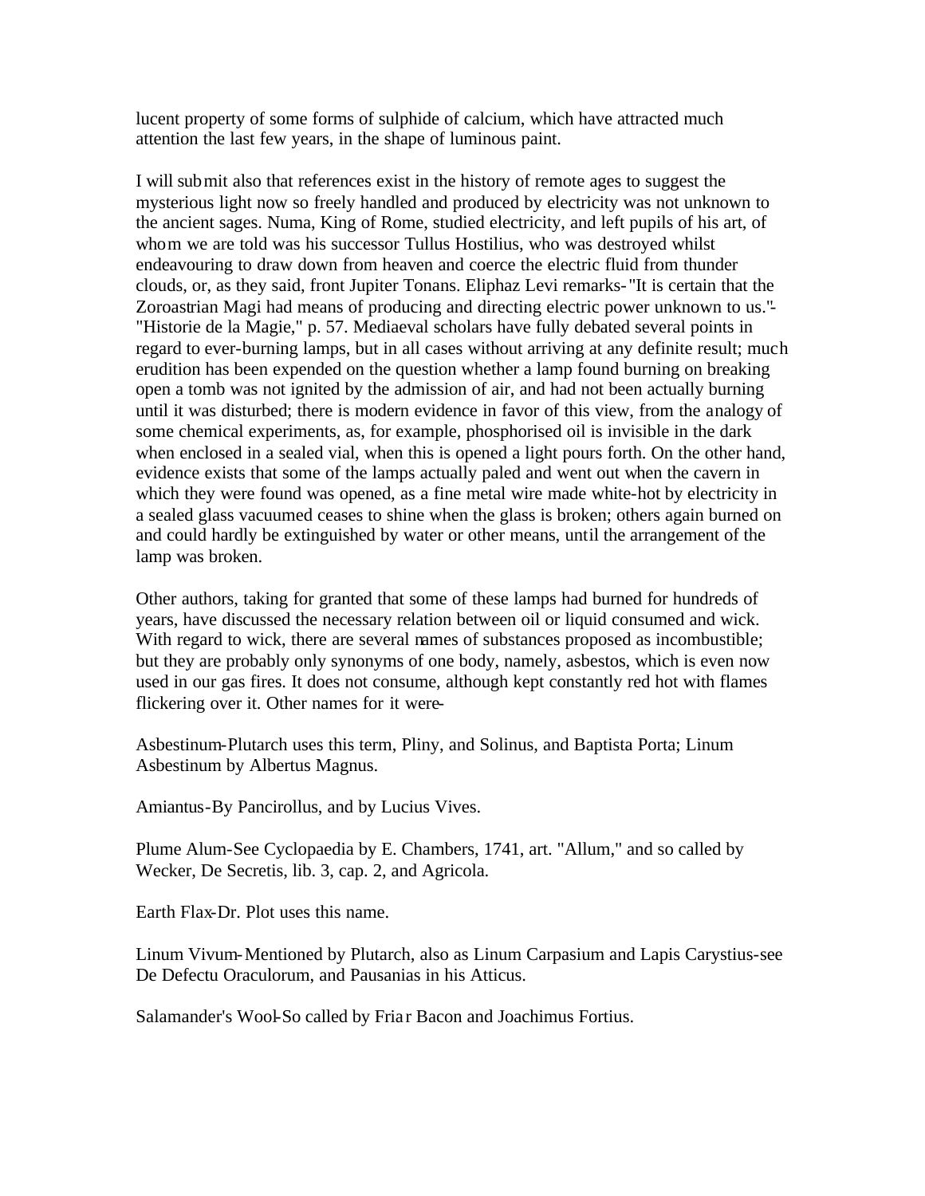lucent property of some forms of sulphide of calcium, which have attracted much attention the last few years, in the shape of luminous paint.

I will submit also that references exist in the history of remote ages to suggest the mysterious light now so freely handled and produced by electricity was not unknown to the ancient sages. Numa, King of Rome, studied electricity, and left pupils of his art, of whom we are told was his successor Tullus Hostilius, who was destroyed whilst endeavouring to draw down from heaven and coerce the electric fluid from thunder clouds, or, as they said, front Jupiter Tonans. Eliphaz Levi remarks-"It is certain that the Zoroastrian Magi had means of producing and directing electric power unknown to us."-"Historie de la Magie," p. 57. Mediaeval scholars have fully debated several points in regard to ever-burning lamps, but in all cases without arriving at any definite result; much erudition has been expended on the question whether a lamp found burning on breaking open a tomb was not ignited by the admission of air, and had not been actually burning until it was disturbed; there is modern evidence in favor of this view, from the analogy of some chemical experiments, as, for example, phosphorised oil is invisible in the dark when enclosed in a sealed vial, when this is opened a light pours forth. On the other hand, evidence exists that some of the lamps actually paled and went out when the cavern in which they were found was opened, as a fine metal wire made white-hot by electricity in a sealed glass vacuumed ceases to shine when the glass is broken; others again burned on and could hardly be extinguished by water or other means, until the arrangement of the lamp was broken.

Other authors, taking for granted that some of these lamps had burned for hundreds of years, have discussed the necessary relation between oil or liquid consumed and wick. With regard to wick, there are several names of substances proposed as incombustible; but they are probably only synonyms of one body, namely, asbestos, which is even now used in our gas fires. It does not consume, although kept constantly red hot with flames flickering over it. Other names for it were-

Asbestinum-Plutarch uses this term, Pliny, and Solinus, and Baptista Porta; Linum Asbestinum by Albertus Magnus.

Amiantus-By Pancirollus, and by Lucius Vives.

Plume Alum-See Cyclopaedia by E. Chambers, 1741, art. "Allum," and so called by Wecker, De Secretis, lib. 3, cap. 2, and Agricola.

Earth Flax-Dr. Plot uses this name.

Linum Vivum-Mentioned by Plutarch, also as Linum Carpasium and Lapis Carystius-see De Defectu Oraculorum, and Pausanias in his Atticus.

Salamander's Wool-So called by Friar Bacon and Joachimus Fortius.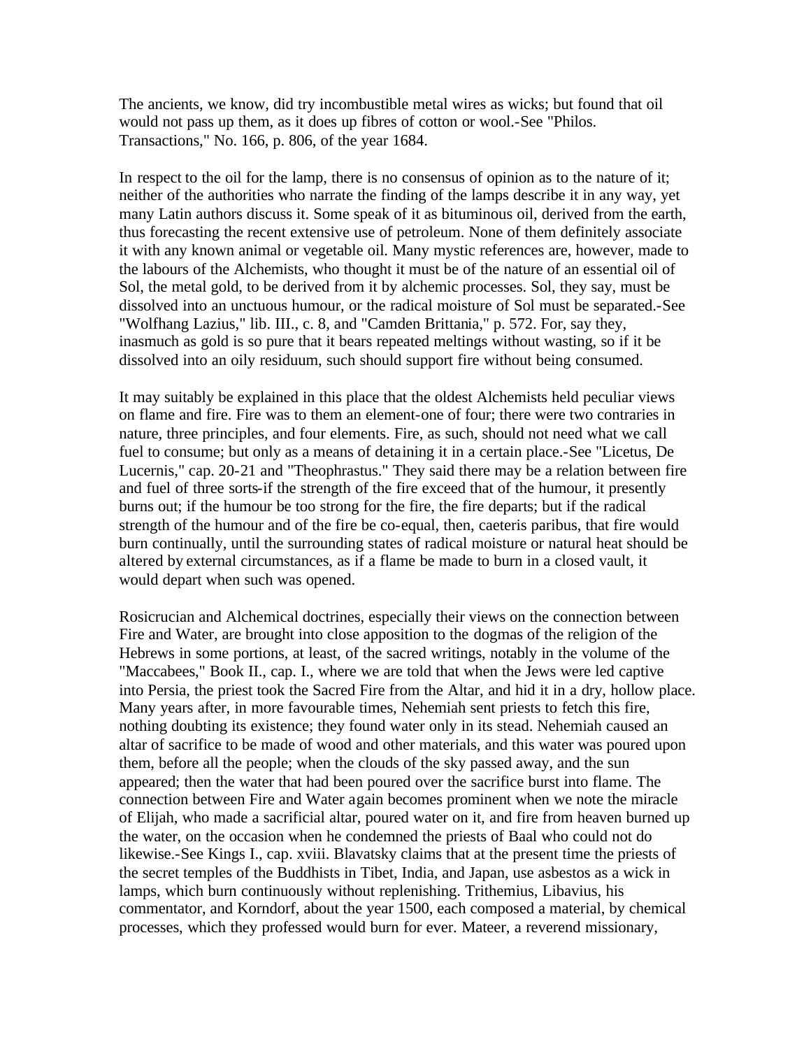The ancients, we know, did try incombustible metal wires as wicks; but found that oil would not pass up them, as it does up fibres of cotton or wool.-See "Philos. Transactions," No. 166, p. 806, of the year 1684.

In respect to the oil for the lamp, there is no consensus of opinion as to the nature of it; neither of the authorities who narrate the finding of the lamps describe it in any way, yet many Latin authors discuss it. Some speak of it as bituminous oil, derived from the earth, thus forecasting the recent extensive use of petroleum. None of them definitely associate it with any known animal or vegetable oil. Many mystic references are, however, made to the labours of the Alchemists, who thought it must be of the nature of an essential oil of Sol, the metal gold, to be derived from it by alchemic processes. Sol, they say, must be dissolved into an unctuous humour, or the radical moisture of Sol must be separated.-See "Wolfhang Lazius," lib. III., c. 8, and "Camden Brittania," p. 572. For, say they, inasmuch as gold is so pure that it bears repeated meltings without wasting, so if it be dissolved into an oily residuum, such should support fire without being consumed.

It may suitably be explained in this place that the oldest Alchemists held peculiar views on flame and fire. Fire was to them an element-one of four; there were two contraries in nature, three principles, and four elements. Fire, as such, should not need what we call fuel to consume; but only as a means of detaining it in a certain place.-See "Licetus, De Lucernis," cap. 20-21 and "Theophrastus." They said there may be a relation between fire and fuel of three sorts-if the strength of the fire exceed that of the humour, it presently burns out; if the humour be too strong for the fire, the fire departs; but if the radical strength of the humour and of the fire be co-equal, then, caeteris paribus, that fire would burn continually, until the surrounding states of radical moisture or natural heat should be altered by external circumstances, as if a flame be made to burn in a closed vault, it would depart when such was opened.

Rosicrucian and Alchemical doctrines, especially their views on the connection between Fire and Water, are brought into close apposition to the dogmas of the religion of the Hebrews in some portions, at least, of the sacred writings, notably in the volume of the "Maccabees," Book II., cap. I., where we are told that when the Jews were led captive into Persia, the priest took the Sacred Fire from the Altar, and hid it in a dry, hollow place. Many years after, in more favourable times, Nehemiah sent priests to fetch this fire, nothing doubting its existence; they found water only in its stead. Nehemiah caused an altar of sacrifice to be made of wood and other materials, and this water was poured upon them, before all the people; when the clouds of the sky passed away, and the sun appeared; then the water that had been poured over the sacrifice burst into flame. The connection between Fire and Water again becomes prominent when we note the miracle of Elijah, who made a sacrificial altar, poured water on it, and fire from heaven burned up the water, on the occasion when he condemned the priests of Baal who could not do likewise.-See Kings I., cap. xviii. Blavatsky claims that at the present time the priests of the secret temples of the Buddhists in Tibet, India, and Japan, use asbestos as a wick in lamps, which burn continuously without replenishing. Trithemius, Libavius, his commentator, and Korndorf, about the year 1500, each composed a material, by chemical processes, which they professed would burn for ever. Mateer, a reverend missionary,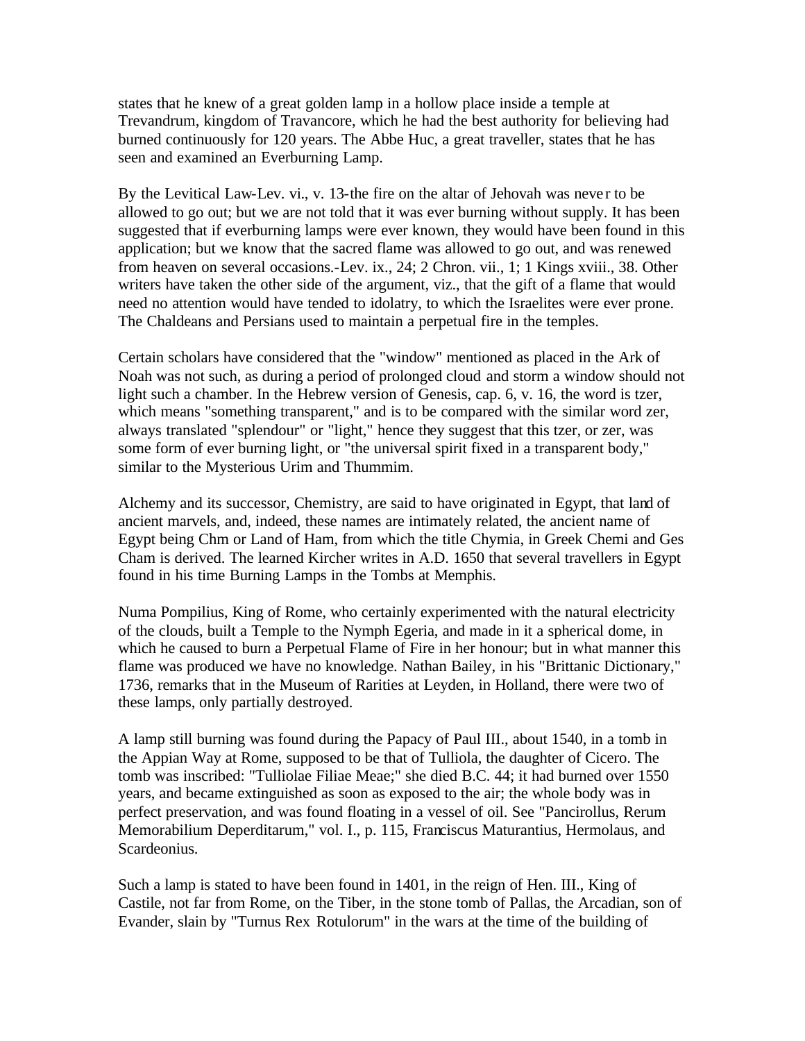states that he knew of a great golden lamp in a hollow place inside a temple at Trevandrum, kingdom of Travancore, which he had the best authority for believing had burned continuously for 120 years. The Abbe Huc, a great traveller, states that he has seen and examined an Everburning Lamp.

By the Levitical Law-Lev. vi., v. 13-the fire on the altar of Jehovah was never to be allowed to go out; but we are not told that it was ever burning without supply. It has been suggested that if everburning lamps were ever known, they would have been found in this application; but we know that the sacred flame was allowed to go out, and was renewed from heaven on several occasions.-Lev. ix., 24; 2 Chron. vii., 1; 1 Kings xviii., 38. Other writers have taken the other side of the argument, viz., that the gift of a flame that would need no attention would have tended to idolatry, to which the Israelites were ever prone. The Chaldeans and Persians used to maintain a perpetual fire in the temples.

Certain scholars have considered that the "window" mentioned as placed in the Ark of Noah was not such, as during a period of prolonged cloud and storm a window should not light such a chamber. In the Hebrew version of Genesis, cap. 6, v. 16, the word is tzer, which means "something transparent," and is to be compared with the similar word zer, always translated "splendour" or "light," hence they suggest that this tzer, or zer, was some form of ever burning light, or "the universal spirit fixed in a transparent body," similar to the Mysterious Urim and Thummim.

Alchemy and its successor, Chemistry, are said to have originated in Egypt, that land of ancient marvels, and, indeed, these names are intimately related, the ancient name of Egypt being Chm or Land of Ham, from which the title Chymia, in Greek Chemi and Ges Cham is derived. The learned Kircher writes in A.D. 1650 that several travellers in Egypt found in his time Burning Lamps in the Tombs at Memphis.

Numa Pompilius, King of Rome, who certainly experimented with the natural electricity of the clouds, built a Temple to the Nymph Egeria, and made in it a spherical dome, in which he caused to burn a Perpetual Flame of Fire in her honour; but in what manner this flame was produced we have no knowledge. Nathan Bailey, in his "Brittanic Dictionary," 1736, remarks that in the Museum of Rarities at Leyden, in Holland, there were two of these lamps, only partially destroyed.

A lamp still burning was found during the Papacy of Paul III., about 1540, in a tomb in the Appian Way at Rome, supposed to be that of Tulliola, the daughter of Cicero. The tomb was inscribed: "Tulliolae Filiae Meae;" she died B.C. 44; it had burned over 1550 years, and became extinguished as soon as exposed to the air; the whole body was in perfect preservation, and was found floating in a vessel of oil. See "Pancirollus, Rerum Memorabilium Deperditarum," vol. I., p. 115, Franciscus Maturantius, Hermolaus, and Scardeonius.

Such a lamp is stated to have been found in 1401, in the reign of Hen. III., King of Castile, not far from Rome, on the Tiber, in the stone tomb of Pallas, the Arcadian, son of Evander, slain by "Turnus Rex Rotulorum" in the wars at the time of the building of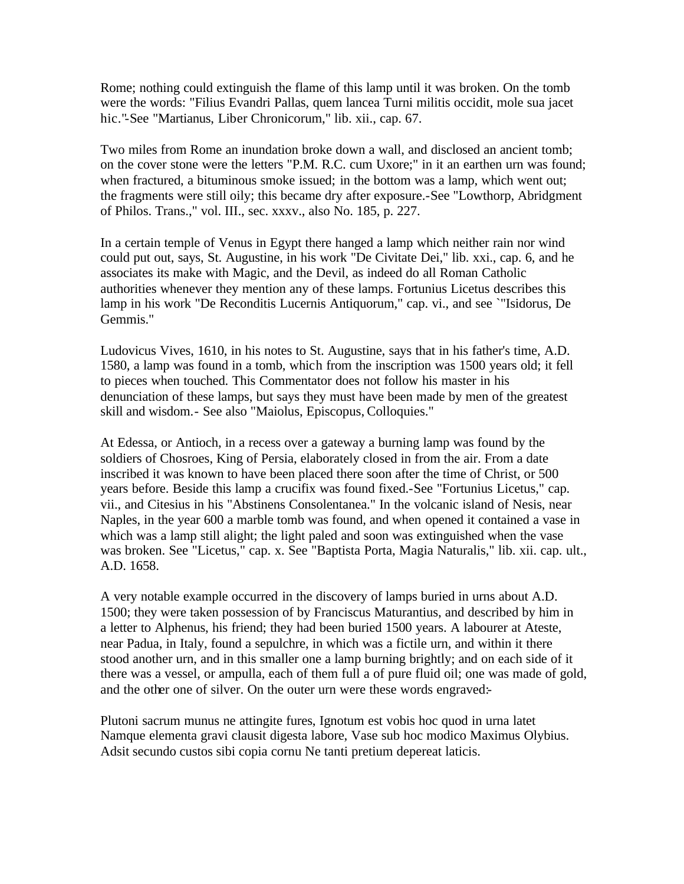Rome; nothing could extinguish the flame of this lamp until it was broken. On the tomb were the words: "Filius Evandri Pallas, quem lancea Turni militis occidit, mole sua jacet hic."-See "Martianus, Liber Chronicorum," lib. xii., cap. 67.

Two miles from Rome an inundation broke down a wall, and disclosed an ancient tomb; on the cover stone were the letters "P.M. R.C. cum Uxore;" in it an earthen urn was found; when fractured, a bituminous smoke issued; in the bottom was a lamp, which went out; the fragments were still oily; this became dry after exposure.-See "Lowthorp, Abridgment of Philos. Trans.," vol. III., sec. xxxv., also No. 185, p. 227.

In a certain temple of Venus in Egypt there hanged a lamp which neither rain nor wind could put out, says, St. Augustine, in his work "De Civitate Dei," lib. xxi., cap. 6, and he associates its make with Magic, and the Devil, as indeed do all Roman Catholic authorities whenever they mention any of these lamps. Fortunius Licetus describes this lamp in his work "De Reconditis Lucernis Antiquorum," cap. vi., and see `"Isidorus, De Gemmis."

Ludovicus Vives, 1610, in his notes to St. Augustine, says that in his father's time, A.D. 1580, a lamp was found in a tomb, which from the inscription was 1500 years old; it fell to pieces when touched. This Commentator does not follow his master in his denunciation of these lamps, but says they must have been made by men of the greatest skill and wisdom.- See also "Maiolus, Episcopus, Colloquies."

At Edessa, or Antioch, in a recess over a gateway a burning lamp was found by the soldiers of Chosroes, King of Persia, elaborately closed in from the air. From a date inscribed it was known to have been placed there soon after the time of Christ, or 500 years before. Beside this lamp a crucifix was found fixed.-See "Fortunius Licetus," cap. vii., and Citesius in his "Abstinens Consolentanea." In the volcanic island of Nesis, near Naples, in the year 600 a marble tomb was found, and when opened it contained a vase in which was a lamp still alight; the light paled and soon was extinguished when the vase was broken. See "Licetus," cap. x. See "Baptista Porta, Magia Naturalis," lib. xii. cap. ult., A.D. 1658.

A very notable example occurred in the discovery of lamps buried in urns about A.D. 1500; they were taken possession of by Franciscus Maturantius, and described by him in a letter to Alphenus, his friend; they had been buried 1500 years. A labourer at Ateste, near Padua, in Italy, found a sepulchre, in which was a fictile urn, and within it there stood another urn, and in this smaller one a lamp burning brightly; and on each side of it there was a vessel, or ampulla, each of them full a of pure fluid oil; one was made of gold, and the other one of silver. On the outer urn were these words engraved:-

Plutoni sacrum munus ne attingite fures, Ignotum est vobis hoc quod in urna latet Namque elementa gravi clausit digesta labore, Vase sub hoc modico Maximus Olybius. Adsit secundo custos sibi copia cornu Ne tanti pretium depereat laticis.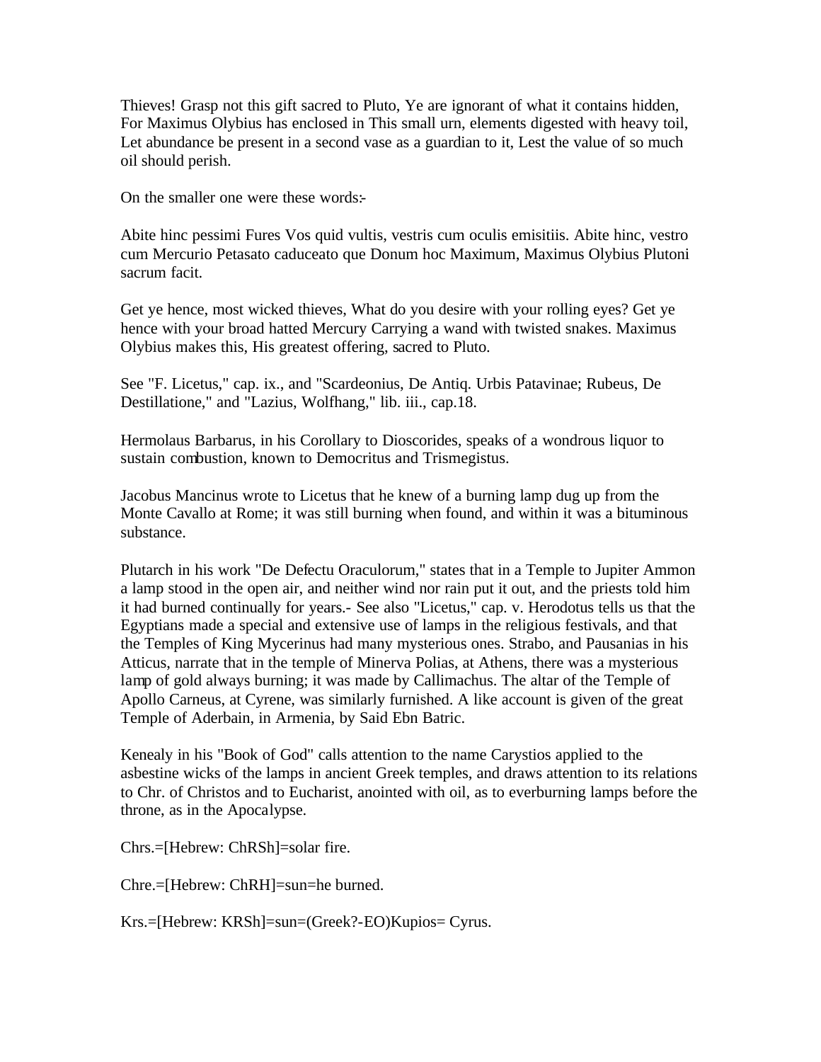Thieves! Grasp not this gift sacred to Pluto, Ye are ignorant of what it contains hidden, For Maximus Olybius has enclosed in This small urn, elements digested with heavy toil, Let abundance be present in a second vase as a guardian to it, Lest the value of so much oil should perish.

On the smaller one were these words:-

Abite hinc pessimi Fures Vos quid vultis, vestris cum oculis emisitiis. Abite hinc, vestro cum Mercurio Petasato caduceato que Donum hoc Maximum, Maximus Olybius Plutoni sacrum facit.

Get ye hence, most wicked thieves, What do you desire with your rolling eyes? Get ye hence with your broad hatted Mercury Carrying a wand with twisted snakes. Maximus Olybius makes this, His greatest offering, sacred to Pluto.

See "F. Licetus," cap. ix., and "Scardeonius, De Antiq. Urbis Patavinae; Rubeus, De Destillatione," and "Lazius, Wolfhang," lib. iii., cap.18.

Hermolaus Barbarus, in his Corollary to Dioscorides, speaks of a wondrous liquor to sustain combustion, known to Democritus and Trismegistus.

Jacobus Mancinus wrote to Licetus that he knew of a burning lamp dug up from the Monte Cavallo at Rome; it was still burning when found, and within it was a bituminous substance.

Plutarch in his work "De Defectu Oraculorum," states that in a Temple to Jupiter Ammon a lamp stood in the open air, and neither wind nor rain put it out, and the priests told him it had burned continually for years.- See also "Licetus," cap. v. Herodotus tells us that the Egyptians made a special and extensive use of lamps in the religious festivals, and that the Temples of King Mycerinus had many mysterious ones. Strabo, and Pausanias in his Atticus, narrate that in the temple of Minerva Polias, at Athens, there was a mysterious lamp of gold always burning; it was made by Callimachus. The altar of the Temple of Apollo Carneus, at Cyrene, was similarly furnished. A like account is given of the great Temple of Aderbain, in Armenia, by Said Ebn Batric.

Kenealy in his "Book of God" calls attention to the name Carystios applied to the asbestine wicks of the lamps in ancient Greek temples, and draws attention to its relations to Chr. of Christos and to Eucharist, anointed with oil, as to everburning lamps before the throne, as in the Apocalypse.

Chrs.=[Hebrew: ChRSh]=solar fire.

Chre.=[Hebrew: ChRH]=sun=he burned.

Krs.=[Hebrew: KRSh]=sun=(Greek?-EO)Kupios= Cyrus.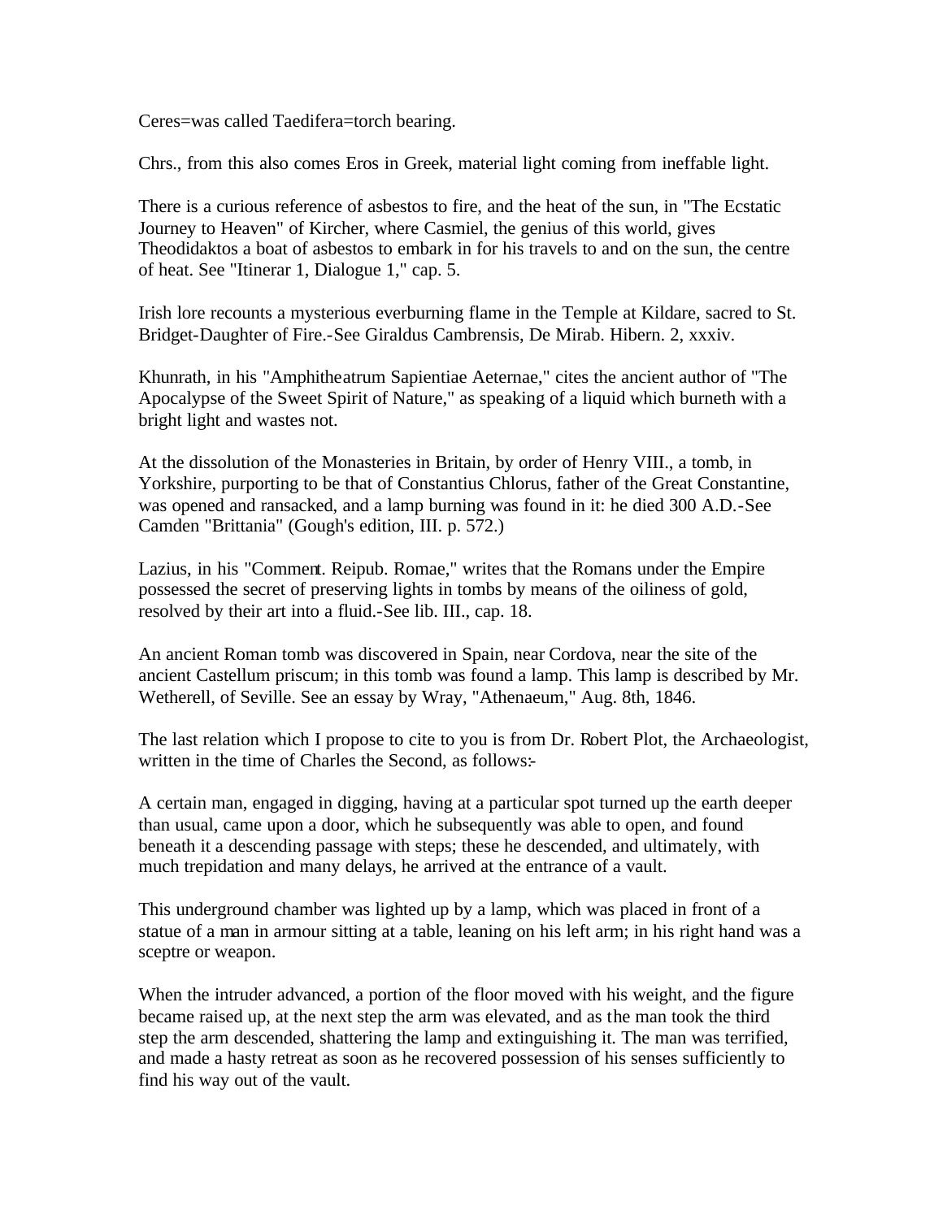Ceres=was called Taedifera=torch bearing.

Chrs., from this also comes Eros in Greek, material light coming from ineffable light.

There is a curious reference of asbestos to fire, and the heat of the sun, in "The Ecstatic Journey to Heaven" of Kircher, where Casmiel, the genius of this world, gives Theodidaktos a boat of asbestos to embark in for his travels to and on the sun, the centre of heat. See "Itinerar 1, Dialogue 1," cap. 5.

Irish lore recounts a mysterious everburning flame in the Temple at Kildare, sacred to St. Bridget-Daughter of Fire.-See Giraldus Cambrensis, De Mirab. Hibern. 2, xxxiv.

Khunrath, in his "Amphitheatrum Sapientiae Aeternae," cites the ancient author of "The Apocalypse of the Sweet Spirit of Nature," as speaking of a liquid which burneth with a bright light and wastes not.

At the dissolution of the Monasteries in Britain, by order of Henry VIII., a tomb, in Yorkshire, purporting to be that of Constantius Chlorus, father of the Great Constantine, was opened and ransacked, and a lamp burning was found in it: he died 300 A.D.-See Camden "Brittania" (Gough's edition, III. p. 572.)

Lazius, in his "Comment. Reipub. Romae," writes that the Romans under the Empire possessed the secret of preserving lights in tombs by means of the oiliness of gold, resolved by their art into a fluid.-See lib. III., cap. 18.

An ancient Roman tomb was discovered in Spain, near Cordova, near the site of the ancient Castellum priscum; in this tomb was found a lamp. This lamp is described by Mr. Wetherell, of Seville. See an essay by Wray, "Athenaeum," Aug. 8th, 1846.

The last relation which I propose to cite to you is from Dr. Robert Plot, the Archaeologist, written in the time of Charles the Second, as follows:-

A certain man, engaged in digging, having at a particular spot turned up the earth deeper than usual, came upon a door, which he subsequently was able to open, and found beneath it a descending passage with steps; these he descended, and ultimately, with much trepidation and many delays, he arrived at the entrance of a vault.

This underground chamber was lighted up by a lamp, which was placed in front of a statue of a man in armour sitting at a table, leaning on his left arm; in his right hand was a sceptre or weapon.

When the intruder advanced, a portion of the floor moved with his weight, and the figure became raised up, at the next step the arm was elevated, and as the man took the third step the arm descended, shattering the lamp and extinguishing it. The man was terrified, and made a hasty retreat as soon as he recovered possession of his senses sufficiently to find his way out of the vault.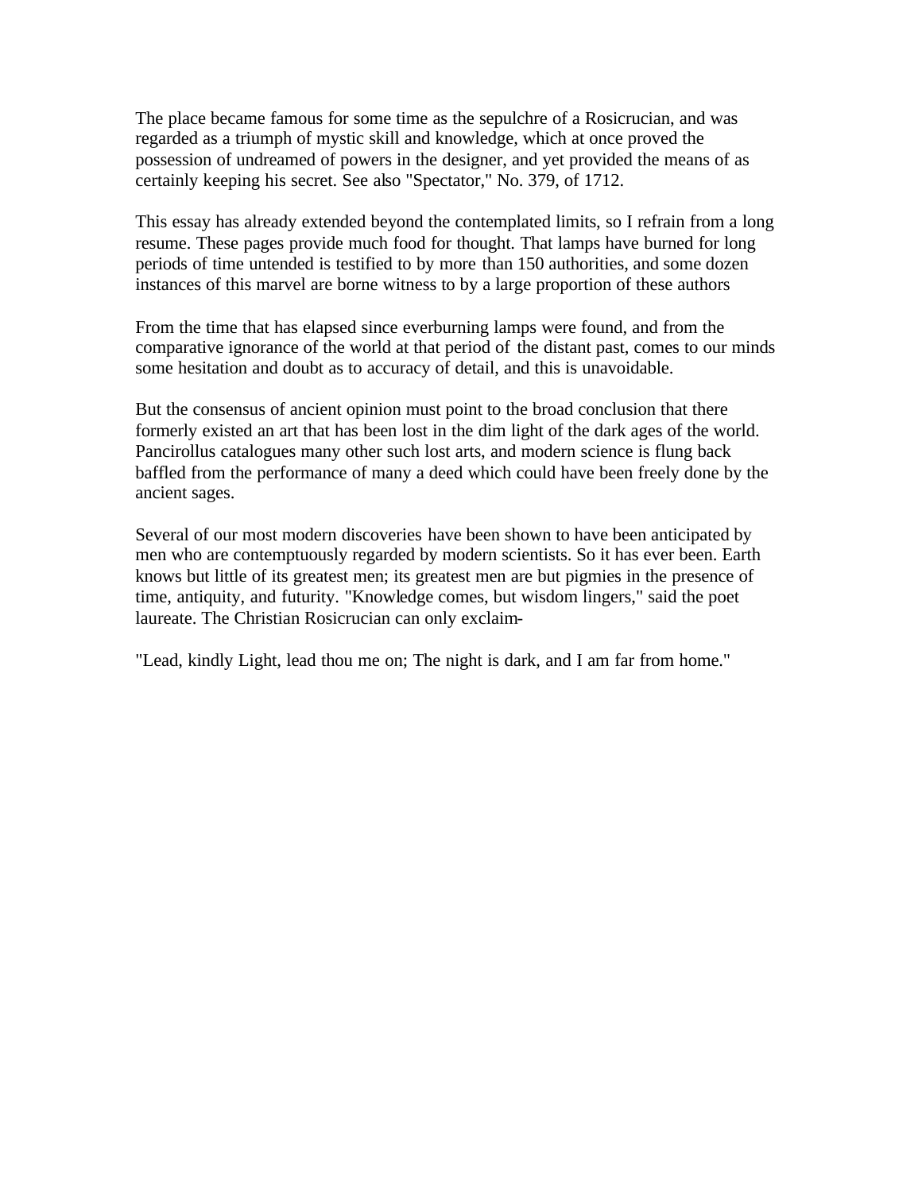The place became famous for some time as the sepulchre of a Rosicrucian, and was regarded as a triumph of mystic skill and knowledge, which at once proved the possession of undreamed of powers in the designer, and yet provided the means of as certainly keeping his secret. See also "Spectator," No. 379, of 1712.

This essay has already extended beyond the contemplated limits, so I refrain from a long resume. These pages provide much food for thought. That lamps have burned for long periods of time untended is testified to by more than 150 authorities, and some dozen instances of this marvel are borne witness to by a large proportion of these authors

From the time that has elapsed since everburning lamps were found, and from the comparative ignorance of the world at that period of the distant past, comes to our minds some hesitation and doubt as to accuracy of detail, and this is unavoidable.

But the consensus of ancient opinion must point to the broad conclusion that there formerly existed an art that has been lost in the dim light of the dark ages of the world. Pancirollus catalogues many other such lost arts, and modern science is flung back baffled from the performance of many a deed which could have been freely done by the ancient sages.

Several of our most modern discoveries have been shown to have been anticipated by men who are contemptuously regarded by modern scientists. So it has ever been. Earth knows but little of its greatest men; its greatest men are but pigmies in the presence of time, antiquity, and futurity. "Knowledge comes, but wisdom lingers," said the poet laureate. The Christian Rosicrucian can only exclaim-

"Lead, kindly Light, lead thou me on; The night is dark, and I am far from home."